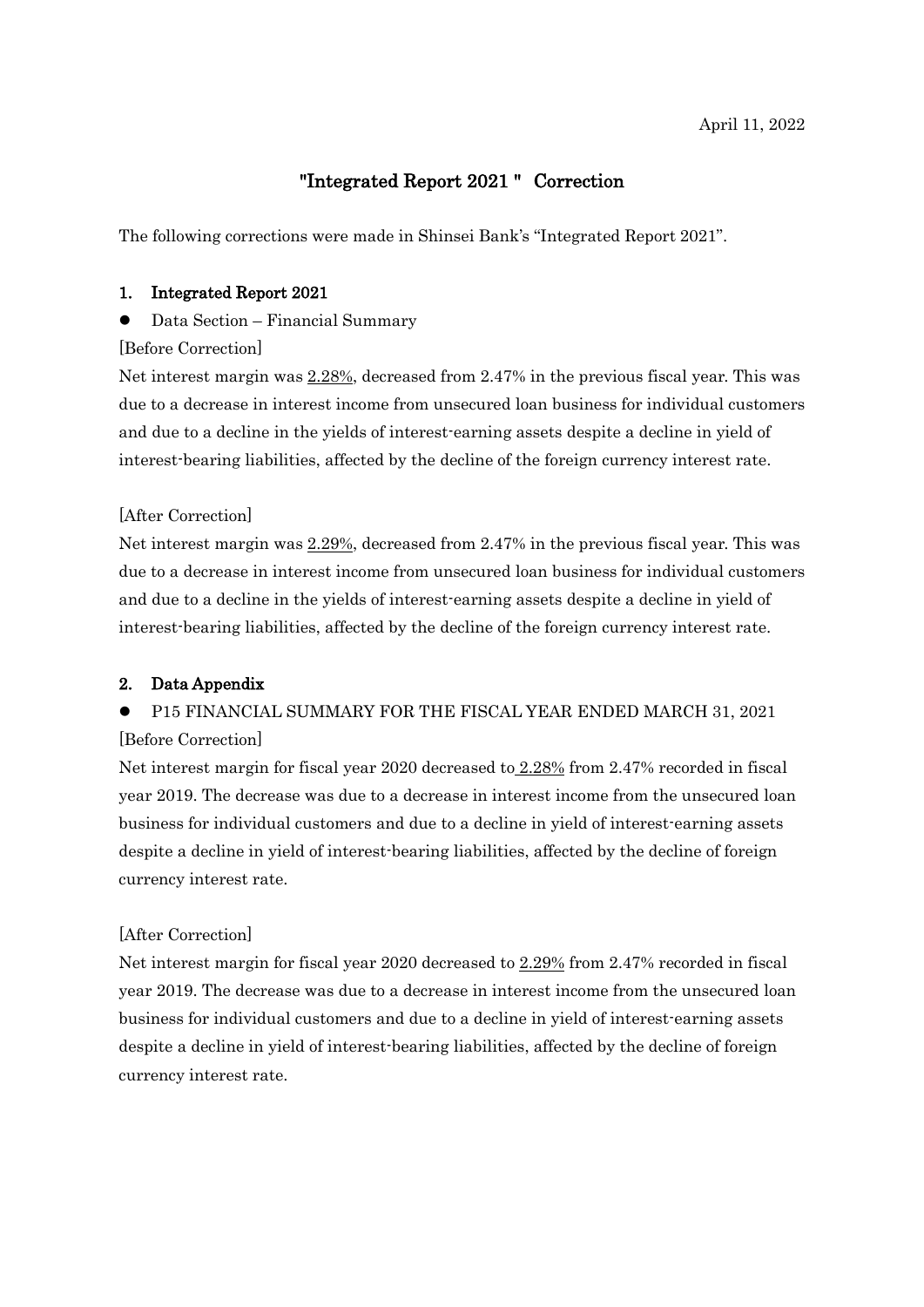April 11, 2022

# "Integrated Report 2021 " Correction

The following corrections were made in Shinsei Bank's "Integrated Report 2021".

## 1. Integrated Report 2021

- Data Section – Financial Summary

[Before Correction]

Net interest margin was 2.28%, decreased from 2.47% in the previous fiscal year. This was due to a decrease in interest income from unsecured loan business for individual customers and due to a decline in the yields of interest-earning assets despite a decline in yield of interest-bearing liabilities, affected by the decline of the foreign currency interest rate.

[After Correction]

Net interest margin was 2.29%, decreased from 2.47% in the previous fiscal year. This was due to a decrease in interest income from unsecured loan business for individual customers and due to a decline in the yields of interest-earning assets despite a decline in yield of interest-bearing liabilities, affected by the decline of the foreign currency interest rate.

## 2. Data Appendix

- P15 FINANCIAL SUMMARY FOR THE FISCAL YEAR ENDED MARCH 31, 2021

[Before Correction]

Net interest margin for fiscal year 2020 decreased to 2.28% from 2.47% recorded in fiscal year 2019. The decrease was due to a decrease in interest income from the unsecured loan business for individual customers and due to a decline in yield of interest-earning assets despite a decline in yield of interest-bearing liabilities, affected by the decline of foreign currency interest rate.

[After Correction]

Net interest margin for fiscal year 2020 decreased to 2.29% from 2.47% recorded in fiscal year 2019. The decrease was due to a decrease in interest income from the unsecured loan business for individual customers and due to a decline in yield of interest-earning assets despite a decline in yield of interest-bearing liabilities, affected by the decline of foreign currency interest rate.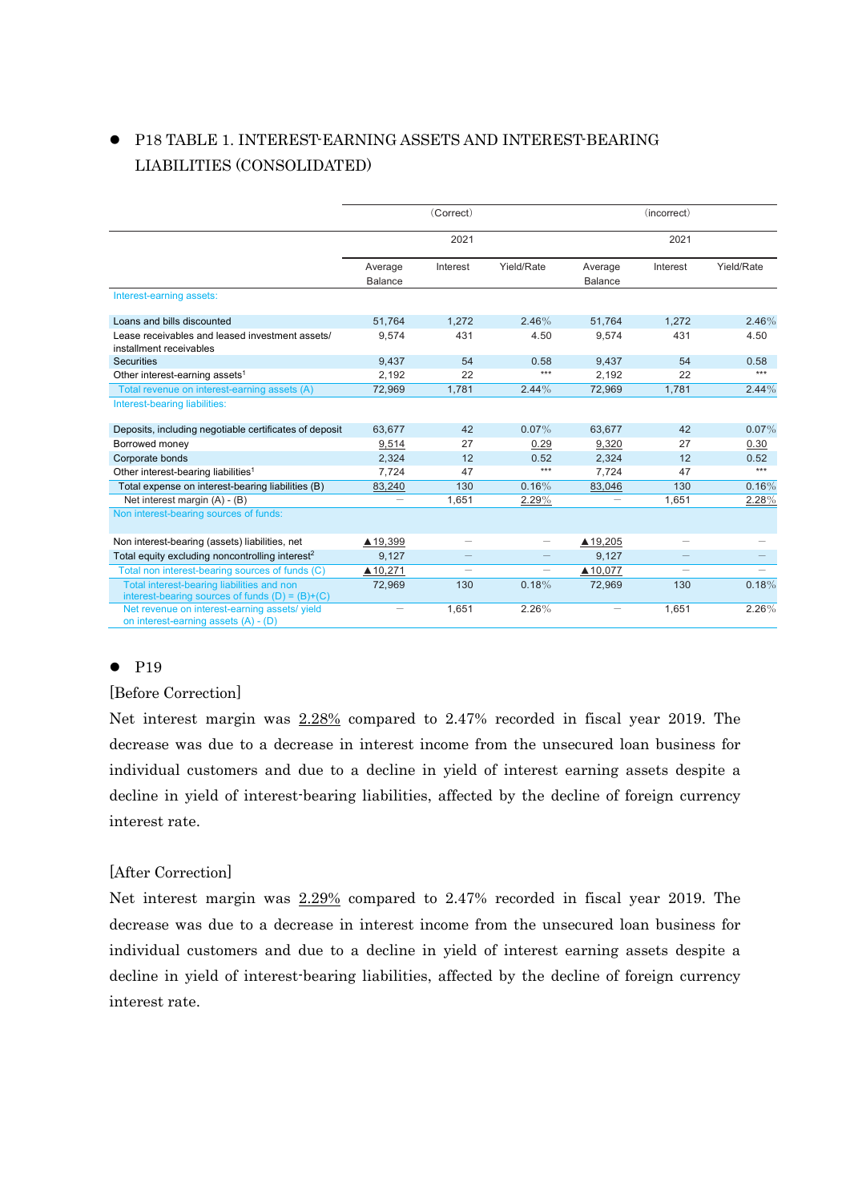- P18 TABLE 1. INTEREST-EARNING ASSETS AND INTEREST-BEARING LIABILITIES (CONSOLIDATED)

| | (Correct) | | | (incorrect) | | |
|---|---|---|---|---|---|---|
| | 2021 | | | 2021 | | |
| | Average Balance | Interest | Yield/Rate | Average Balance | Interest | Yield/Rate |
| Interest-earning assets: | | | | | | |
| Loans and bills discounted | 51,764 | 1,272 | 2.46% | 51,764 | 1,272 | 2.46% |
| Lease receivables and leased investment assets/ installment receivables | 9,574 | 431 | 4.50 | 9,574 | 431 | 4.50 |
| Securities | 9,437 | 54 | 0.58 | 9,437 | 54 | 0.58 |
| Other interest-earning assets[1] | 2,192 | 22 | *** | 2,192 | 22 | *** |
| Total revenue on interest-earning assets (A) | 72,969 | 1,781 | 2.44% | 72,969 | 1,781 | 2.44% |
| Interest-bearing liabilities: | | | | | | |
| Deposits, including negotiable certificates of deposit | 63,677 | 42 | 0.07% | 63,677 | 42 | 0.07% |
| Borrowed money | 9,514 | 27 | 0.29 | 9,320 | 27 | 0.30 |
| Corporate bonds | 2,324 | 12 | 0.52 | 2,324 | 12 | 0.52 |
| Other interest-bearing liabilities[1] | 7,724 | 47 | *** | 7,724 | 47 | *** |
| Total expense on interest-bearing liabilities (B) | 83,240 | 130 | 0.16% | 83,046 | 130 | 0.16% |
| Net interest margin (A) - (B) | — | 1,651 | 2.29% | — | 1,651 | 2.28% |
| Non interest-bearing sources of funds: | | | | | | |
| Non interest-bearing (assets) liabilities, net | ▲19,399 | — | — | ▲19,205 | — | — |
| Total equity excluding noncontrolling interest[2] | 9,127 | — | — | 9,127 | — | — |
| Total non interest-bearing sources of funds (C) | ▲10,271 | — | — | ▲10,077 | — | — |
| Total interest-bearing liabilities and non interest-bearing sources of funds (D) = (B)+(C) | 72,969 | 130 | 0.18% | 72,969 | 130 | 0.18% |
| Net revenue on interest-earning assets/ yield on interest-earning assets (A) - (D) | — | 1,651 | 2.26% | — | 1,651 | 2.26% |

- P19

[Before Correction]

Net interest margin was 2.28% compared to 2.47% recorded in fiscal year 2019. The decrease was due to a decrease in interest income from the unsecured loan business for individual customers and due to a decline in yield of interest earning assets despite a decline in yield of interest-bearing liabilities, affected by the decline of foreign currency interest rate.

[After Correction]

Net interest margin was 2.29% compared to 2.47% recorded in fiscal year 2019. The decrease was due to a decrease in interest income from the unsecured loan business for individual customers and due to a decline in yield of interest earning assets despite a decline in yield of interest-bearing liabilities, affected by the decline of foreign currency interest rate.